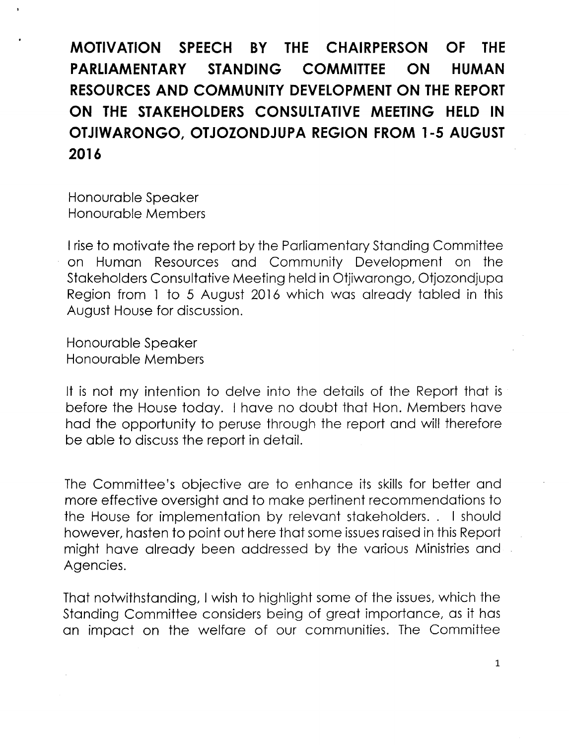# MOTIVATION SPEECH BY THE CHAIRPERSON OF THE PARLIAMENTARY STANDING COMMITTEE ON HUMAN RESOURCES AND COMMUNITY DEVELOPMENT ON THE REPORT ON THE STAKEHOLDERS CONSULTATIVE MEETING HELD IN OTJIWARONGO, OTJOZONDJUPA REGION FROM 1-5 AUGUST 2016

Honourable Speaker
Honourable Members

I rise to motivate the report by the Parliamentary Standing Committee on Human Resources and Community Development on the Stakeholders Consultative Meeting held in Otjiwarongo, Otjozondjupa Region from 1 to 5 August 2016 which was already tabled in this August House for discussion.

Honourable Speaker
Honourable Members

It is not my intention to delve into the details of the Report that is before the House today. I have no doubt that Hon. Members have had the opportunity to peruse through the report and will therefore be able to discuss the report in detail.

The Committee's objective are to enhance its skills for better and more effective oversight and to make pertinent recommendations to the House for implementation by relevant stakeholders. . I should however, hasten to point out here that some issues raised in this Report might have already been addressed by the various Ministries and Agencies.

That notwithstanding, I wish to highlight some of the issues, which the Standing Committee considers being of great importance, as it has an impact on the welfare of our communities. The Committee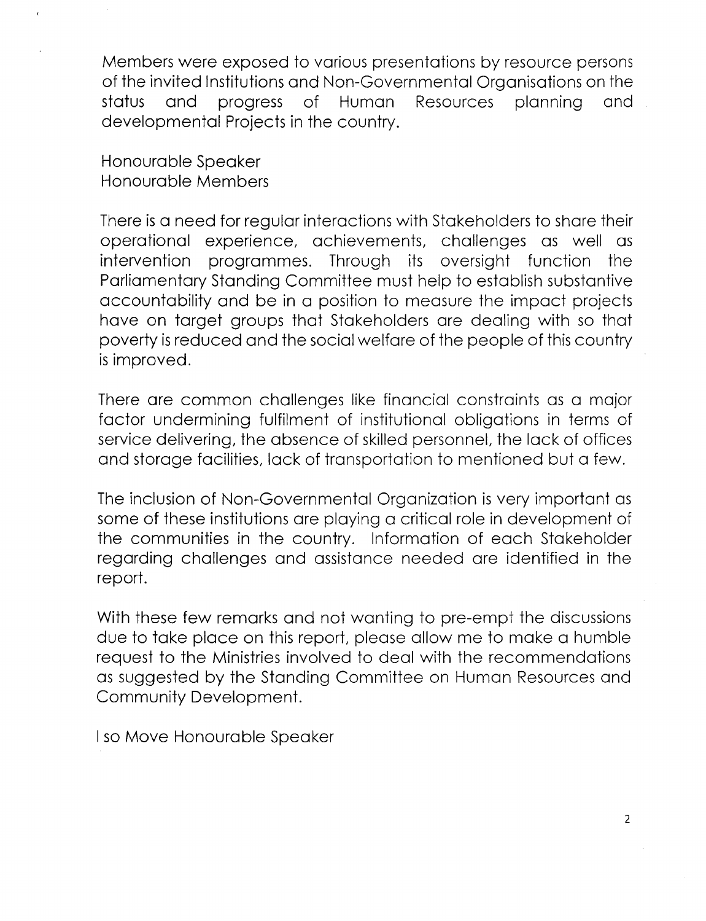Members were exposed to various presentations by resource persons of the invited Institutions and Non-Governmental Organisations on the status and progress of Human Resources planning and developmental Projects in the country.

Honourable Speaker
Honourable Members

There is a need for regular interactions with Stakeholders to share their operational experience, achievements, challenges as well as intervention programmes. Through its oversight function the Parliamentary Standing Committee must help to establish substantive accountability and be in a position to measure the impact projects have on target groups that Stakeholders are dealing with so that poverty is reduced and the social welfare of the people of this country is improved.

There are common challenges like financial constraints as a major factor undermining fulfilment of institutional obligations in terms of service delivering, the absence of skilled personnel, the lack of offices and storage facilities, lack of transportation to mentioned but a few.

The inclusion of Non-Governmental Organization is very important as some of these institutions are playing a critical role in development of the communities in the country. Information of each Stakeholder regarding challenges and assistance needed are identified in the report.

With these few remarks and not wanting to pre-empt the discussions due to take place on this report, please allow me to make a humble request to the Ministries involved to deal with the recommendations as suggested by the Standing Committee on Human Resources and Community Development.

I so Move Honourable Speaker